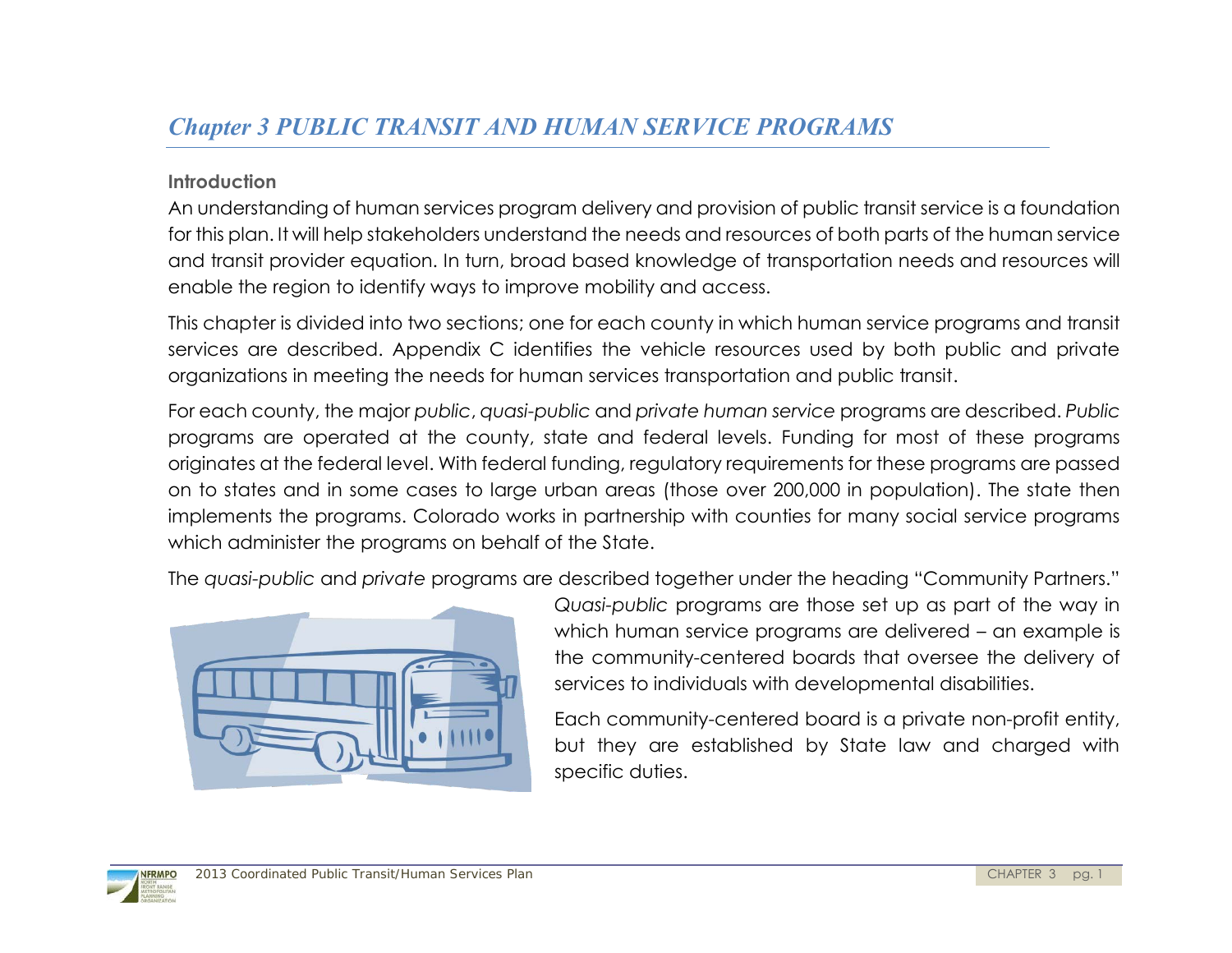# Chapter 3 PUBLIC TRANSIT AND HUMAN SERVICE PROGRAMS

## Introduction

An understanding of human services program delivery and provision of public transit service is a foundation for this plan. It will help stakeholders understand the needs and resources of both parts of the human service and transit provider equation. In turn, broad based knowledge of transportation needs and resources will enable the region to identify ways to improve mobility and access.

This chapter is divided into two sections; one for each county in which human service programs and transit services are described. Appendix C identifies the vehicle resources used by both public and private organizations in meeting the needs for human services transportation and public transit.

For each county, the major *public*, *quasi-public* and *private human service* programs are described. *Public* programs are operated at the county, state and federal levels. Funding for most of these programs originates at the federal level. With federal funding, regulatory requirements for these programs are passed on to states and in some cases to large urban areas (those over 200,000 in population). The state then implements the programs. Colorado works in partnership with counties for many social service programs which administer the programs on behalf of the State.

The *quasi-public* and *private* programs are described together under the heading "Community Partners." *Quasi-public* programs are those set up as part of the way in which human service programs are delivered – an example is the community-centered boards that oversee the delivery of services to individuals with developmental disabilities.

Each community-centered board is a private non-profit entity, but they are established by State law and charged with specific duties.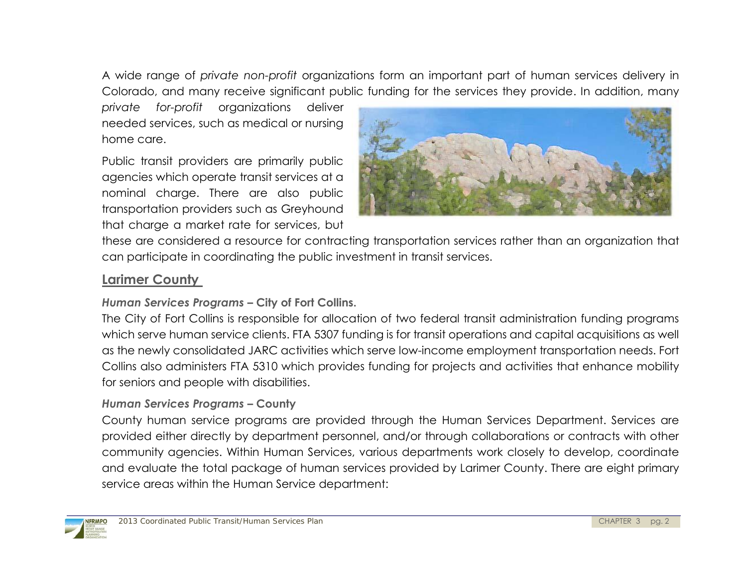A wide range of *private non-profit* organizations form an important part of human services delivery in Colorado, and many receive significant public funding for the services they provide. In addition, many *private for-profit* organizations deliver needed services, such as medical or nursing home care.

Public transit providers are primarily public agencies which operate transit services at a nominal charge. There are also public transportation providers such as Greyhound that charge a market rate for services, but these are considered a resource for contracting transportation services rather than an organization that can participate in coordinating the public investment in transit services.

## Larimer County

### *Human Services Programs* – City of Fort Collins.

The City of Fort Collins is responsible for allocation of two federal transit administration funding programs which serve human service clients. FTA 5307 funding is for transit operations and capital acquisitions as well as the newly consolidated JARC activities which serve low-income employment transportation needs. Fort Collins also administers FTA 5310 which provides funding for projects and activities that enhance mobility for seniors and people with disabilities.

### *Human Services Programs* – County

County human service programs are provided through the Human Services Department. Services are provided either directly by department personnel, and/or through collaborations or contracts with other community agencies. Within Human Services, various departments work closely to develop, coordinate and evaluate the total package of human services provided by Larimer County. There are eight primary service areas within the Human Service department: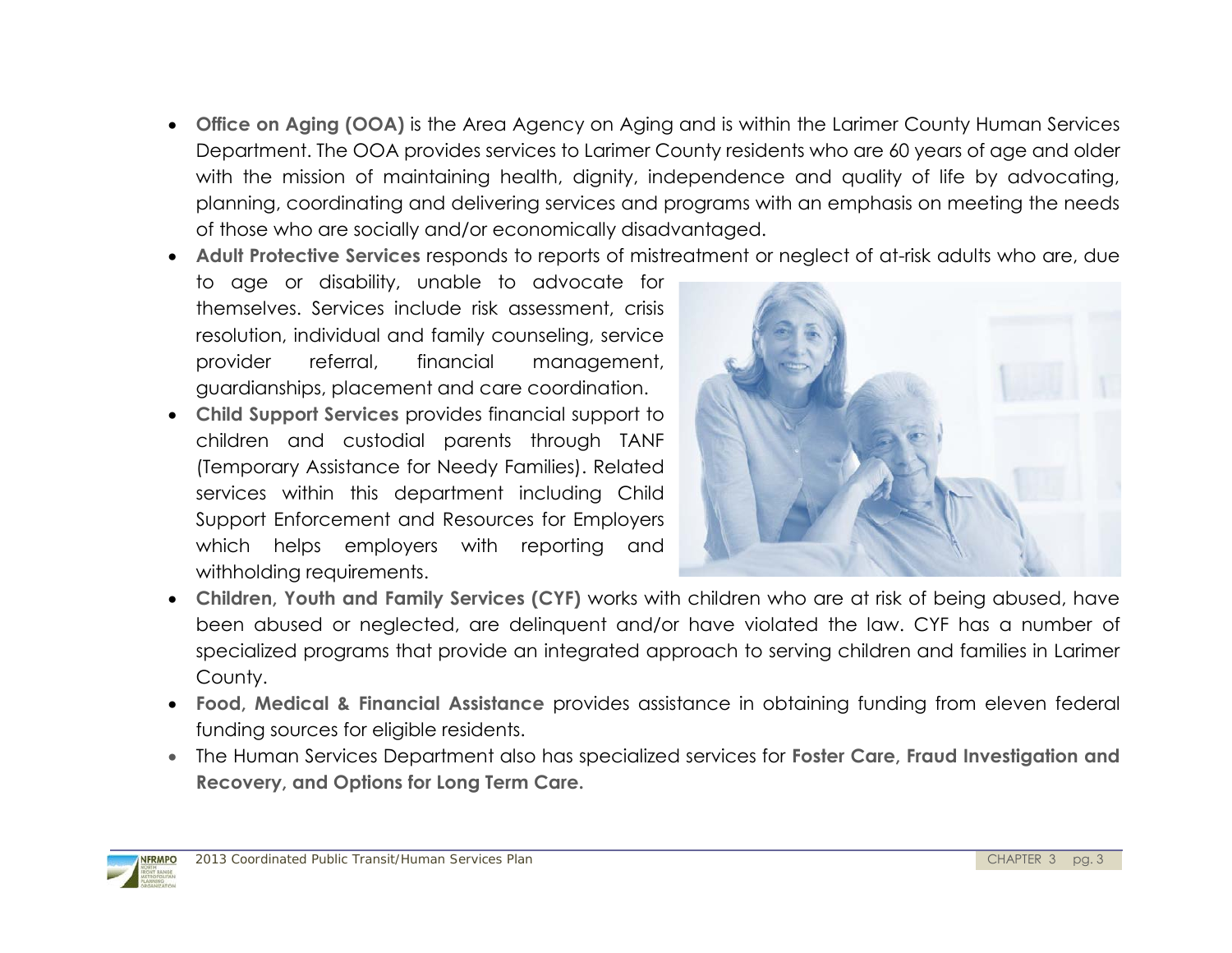- **Office on Aging (OOA)** is the Area Agency on Aging and is within the Larimer County Human Services Department. The OOA provides services to Larimer County residents who are 60 years of age and older with the mission of maintaining health, dignity, independence and quality of life by advocating, planning, coordinating and delivering services and programs with an emphasis on meeting the needs of those who are socially and/or economically disadvantaged.
- **Adult Protective Services** responds to reports of mistreatment or neglect of at-risk adults who are, due to age or disability, unable to advocate for themselves. Services include risk assessment, crisis resolution, individual and family counseling, service provider referral, financial management, guardianships, placement and care coordination.
- **Child Support Services** provides financial support to children and custodial parents through TANF (Temporary Assistance for Needy Families). Related services within this department including Child Support Enforcement and Resources for Employers which helps employers with reporting and withholding requirements.
- **Children, Youth and Family Services (CYF)** works with children who are at risk of being abused, have been abused or neglected, are delinquent and/or have violated the law. CYF has a number of specialized programs that provide an integrated approach to serving children and families in Larimer County.
- **Food, Medical & Financial Assistance** provides assistance in obtaining funding from eleven federal funding sources for eligible residents.
- The Human Services Department also has specialized services for **Foster Care, Fraud Investigation and Recovery, and Options for Long Term Care.**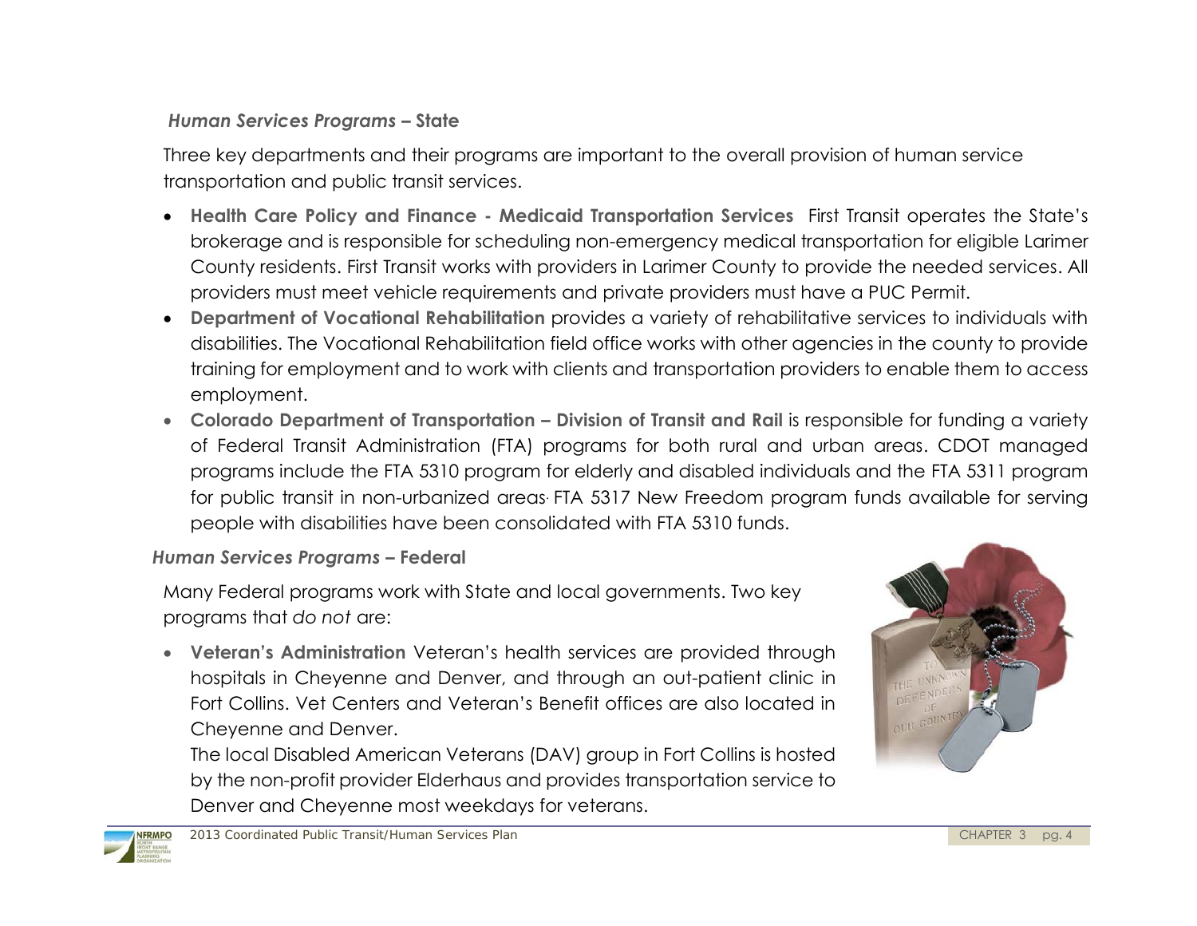### *Human Services Programs* – State

Three key departments and their programs are important to the overall provision of human service transportation and public transit services.

- **Health Care Policy and Finance - Medicaid Transportation Services** First Transit operates the State's brokerage and is responsible for scheduling non-emergency medical transportation for eligible Larimer County residents. First Transit works with providers in Larimer County to provide the needed services. All providers must meet vehicle requirements and private providers must have a PUC Permit.
- **Department of Vocational Rehabilitation** provides a variety of rehabilitative services to individuals with disabilities. The Vocational Rehabilitation field office works with other agencies in the county to provide training for employment and to work with clients and transportation providers to enable them to access employment.
- **Colorado Department of Transportation – Division of Transit and Rail** is responsible for funding a variety of Federal Transit Administration (FTA) programs for both rural and urban areas. CDOT managed programs include the FTA 5310 program for elderly and disabled individuals and the FTA 5311 program for public transit in non-urbanized areas. FTA 5317 New Freedom program funds available for serving people with disabilities have been consolidated with FTA 5310 funds.

### *Human Services Programs* – Federal

Many Federal programs work with State and local governments. Two key programs that *do not* are:

- **Veteran's Administration** Veteran's health services are provided through hospitals in Cheyenne and Denver, and through an out-patient clinic in Fort Collins. Vet Centers and Veteran's Benefit offices are also located in Cheyenne and Denver.

  The local Disabled American Veterans (DAV) group in Fort Collins is hosted by the non-profit provider Elderhaus and provides transportation service to Denver and Cheyenne most weekdays for veterans.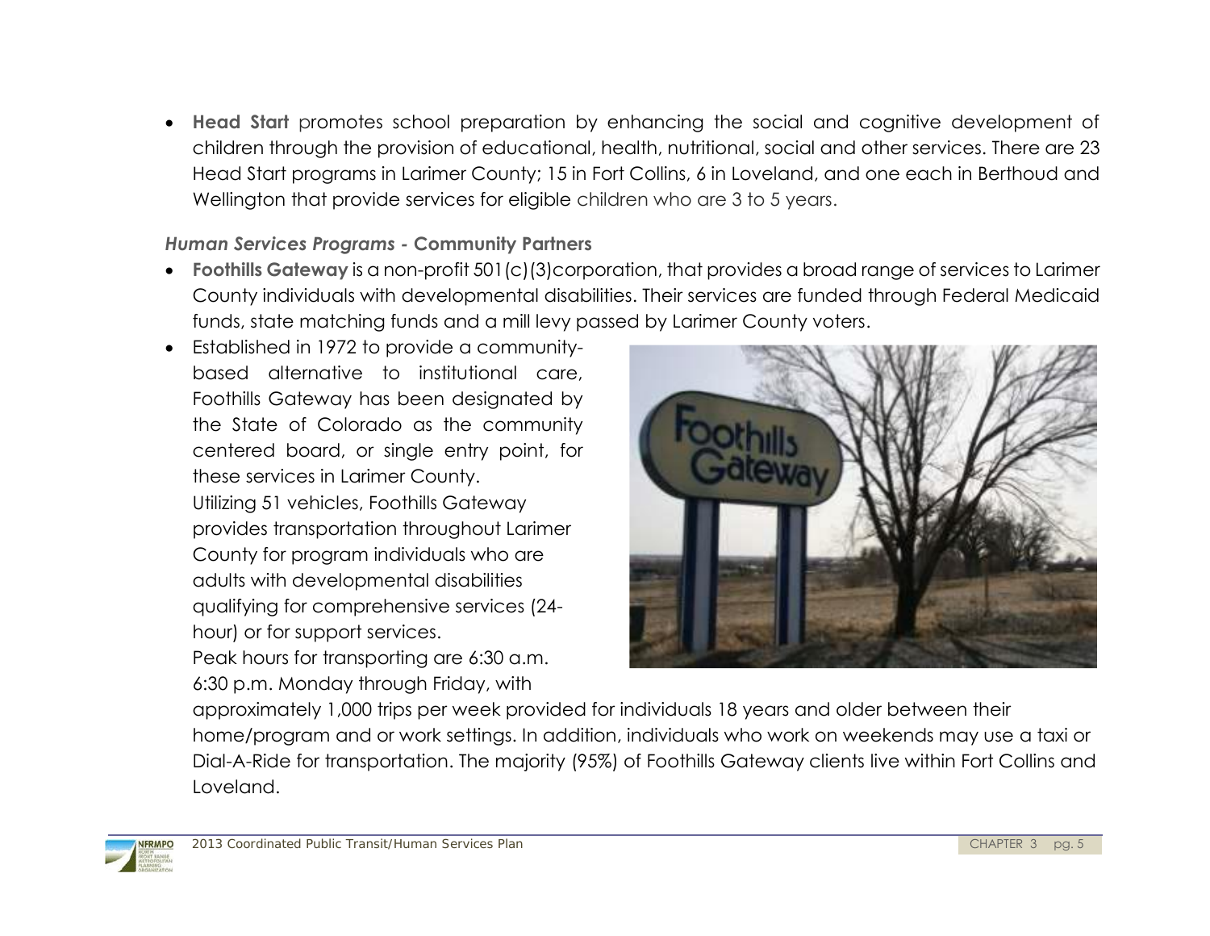- **Head Start** promotes school preparation by enhancing the social and cognitive development of children through the provision of educational, health, nutritional, social and other services. There are 23 Head Start programs in Larimer County; 15 in Fort Collins, 6 in Loveland, and one each in Berthoud and Wellington that provide services for eligible children who are 3 to 5 years.

***Human Services Programs -* Community Partners**

- **Foothills Gateway** is a non-profit 501(c)(3)corporation, that provides a broad range of services to Larimer County individuals with developmental disabilities. Their services are funded through Federal Medicaid funds, state matching funds and a mill levy passed by Larimer County voters.
- Established in 1972 to provide a community-based alternative to institutional care, Foothills Gateway has been designated by the State of Colorado as the community centered board, or single entry point, for these services in Larimer County. Utilizing 51 vehicles, Foothills Gateway provides transportation throughout Larimer County for program individuals who are adults with developmental disabilities qualifying for comprehensive services (24-hour) or for support services. Peak hours for transporting are 6:30 a.m. 6:30 p.m. Monday through Friday, with approximately 1,000 trips per week provided for individuals 18 years and older between their home/program and or work settings. In addition, individuals who work on weekends may use a taxi or Dial-A-Ride for transportation. The majority (95%) of Foothills Gateway clients live within Fort Collins and Loveland.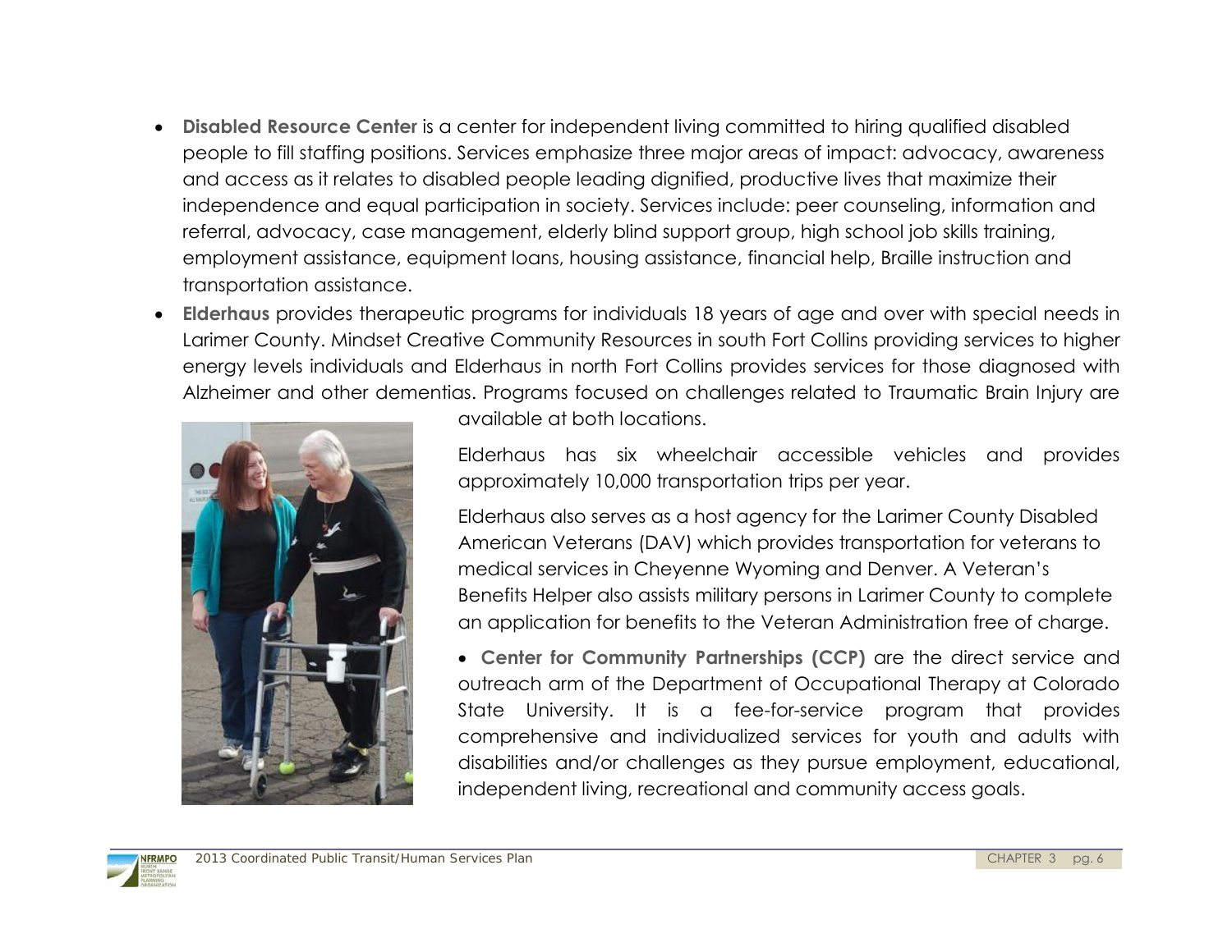- **Disabled Resource Center** is a center for independent living committed to hiring qualified disabled people to fill staffing positions. Services emphasize three major areas of impact: advocacy, awareness and access as it relates to disabled people leading dignified, productive lives that maximize their independence and equal participation in society. Services include: peer counseling, information and referral, advocacy, case management, elderly blind support group, high school job skills training, employment assistance, equipment loans, housing assistance, financial help, Braille instruction and transportation assistance.
- **Elderhaus** provides therapeutic programs for individuals 18 years of age and over with special needs in Larimer County. Mindset Creative Community Resources in south Fort Collins providing services to higher energy levels individuals and Elderhaus in north Fort Collins provides services for those diagnosed with Alzheimer and other dementias. Programs focused on challenges related to Traumatic Brain Injury are available at both locations.

  Elderhaus has six wheelchair accessible vehicles and provides approximately 10,000 transportation trips per year.

  Elderhaus also serves as a host agency for the Larimer County Disabled American Veterans (DAV) which provides transportation for veterans to medical services in Cheyenne Wyoming and Denver. A Veteran's Benefits Helper also assists military persons in Larimer County to complete an application for benefits to the Veteran Administration free of charge.

- **Center for Community Partnerships (CCP)** are the direct service and outreach arm of the Department of Occupational Therapy at Colorado State University. It is a fee-for-service program that provides comprehensive and individualized services for youth and adults with disabilities and/or challenges as they pursue employment, educational, independent living, recreational and community access goals.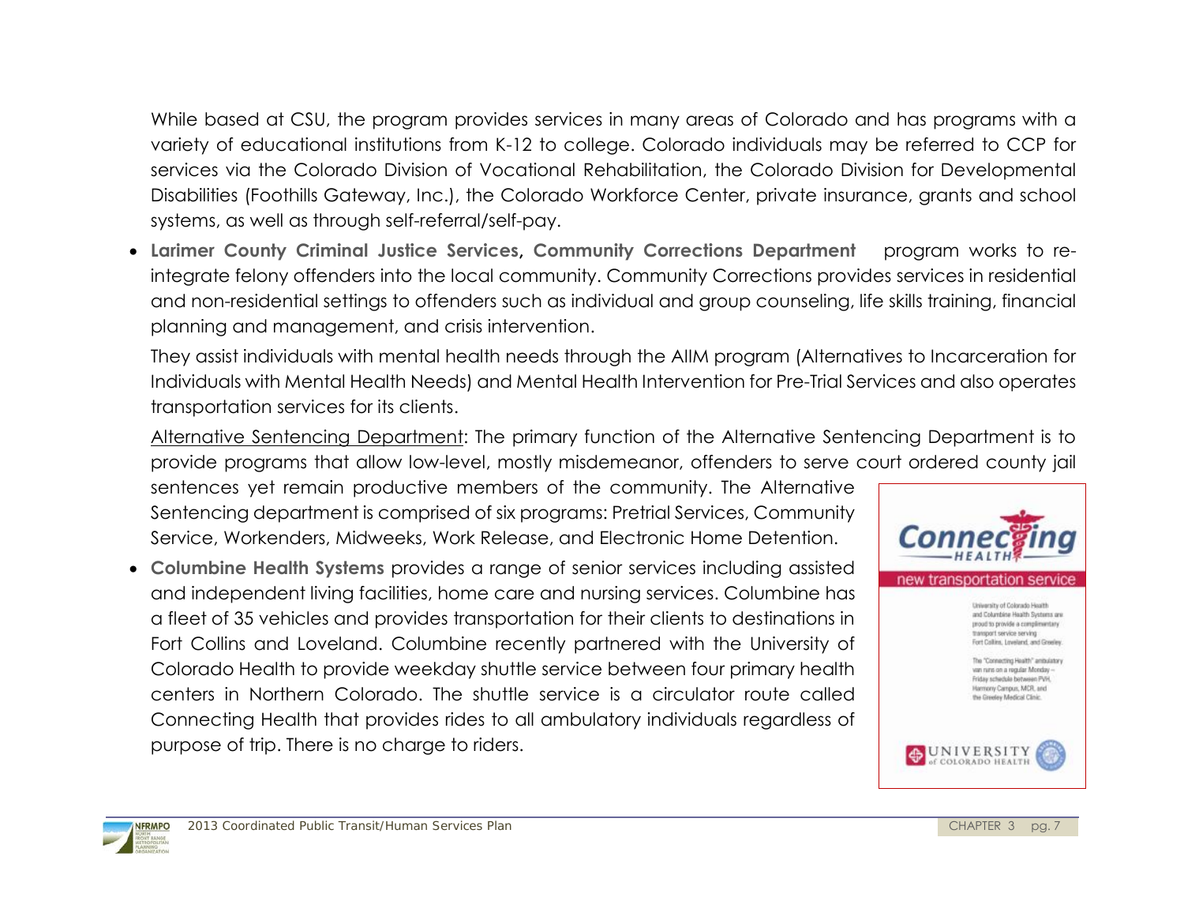While based at CSU, the program provides services in many areas of Colorado and has programs with a variety of educational institutions from K-12 to college. Colorado individuals may be referred to CCP for services via the Colorado Division of Vocational Rehabilitation, the Colorado Division for Developmental Disabilities (Foothills Gateway, Inc.), the Colorado Workforce Center, private insurance, grants and school systems, as well as through self-referral/self-pay.

- **Larimer County Criminal Justice Services, Community Corrections Department** program works to re-integrate felony offenders into the local community. Community Corrections provides services in residential and non-residential settings to offenders such as individual and group counseling, life skills training, financial planning and management, and crisis intervention.

  They assist individuals with mental health needs through the AIIM program (Alternatives to Incarceration for Individuals with Mental Health Needs) and Mental Health Intervention for Pre-Trial Services and also operates transportation services for its clients.

  <u>Alternative Sentencing Department</u>: The primary function of the Alternative Sentencing Department is to provide programs that allow low-level, mostly misdemeanor, offenders to serve court ordered county jail sentences yet remain productive members of the community. The Alternative Sentencing department is comprised of six programs: Pretrial Services, Community Service, Workenders, Midweeks, Work Release, and Electronic Home Detention.

- **Columbine Health Systems** provides a range of senior services including assisted and independent living facilities, home care and nursing services. Columbine has a fleet of 35 vehicles and provides transportation for their clients to destinations in Fort Collins and Loveland. Columbine recently partnered with the University of Colorado Health to provide weekday shuttle service between four primary health centers in Northern Colorado. The shuttle service is a circulator route called Connecting Health that provides rides to all ambulatory individuals regardless of purpose of trip. There is no charge to riders.

Connecting HEALTH
new transportation service

University of Colorado Health and Columbine Health Systems are proud to provide a complimentary transport service serving Fort Collins, Loveland, and Greeley.

The "Connecting Health" ambulatory van runs on a regular Monday – Friday schedule between PVH, Harmony Campus, MCR, and the Greeley Medical Clinic.

UNIVERSITY of COLORADO HEALTH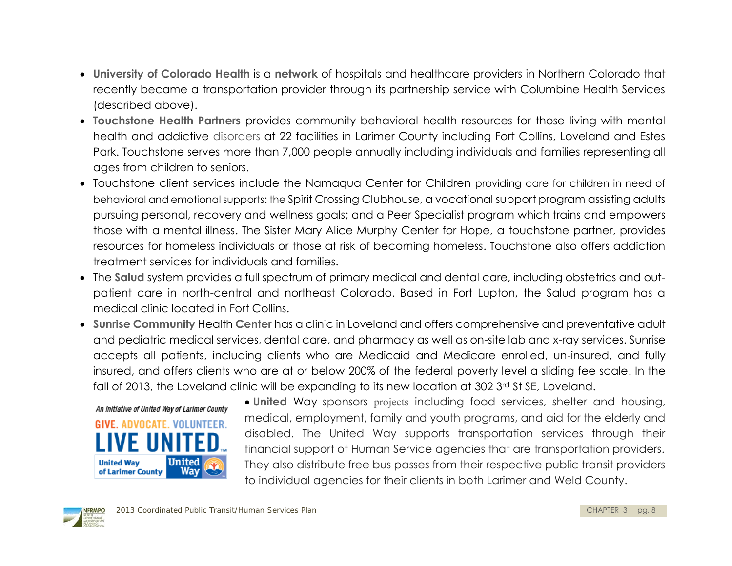- **University of Colorado Health** is a **network** of hospitals and healthcare providers in Northern Colorado that recently became a transportation provider through its partnership service with Columbine Health Services (described above).
- **Touchstone Health Partners** provides community behavioral health resources for those living with mental health and addictive disorders at 22 facilities in Larimer County including Fort Collins, Loveland and Estes Park. Touchstone serves more than 7,000 people annually including individuals and families representing all ages from children to seniors.
- Touchstone client services include the Namaqua Center for Children providing care for children in need of behavioral and emotional supports: the Spirit Crossing Clubhouse, a vocational support program assisting adults pursuing personal, recovery and wellness goals; and a Peer Specialist program which trains and empowers those with a mental illness. The Sister Mary Alice Murphy Center for Hope, a touchstone partner, provides resources for homeless individuals or those at risk of becoming homeless. Touchstone also offers addiction treatment services for individuals and families.
- The **Salud** system provides a full spectrum of primary medical and dental care, including obstetrics and out-patient care in north-central and northeast Colorado. Based in Fort Lupton, the Salud program has a medical clinic located in Fort Collins.
- **Sunrise Community** Health **Center** has a clinic in Loveland and offers comprehensive and preventative adult and pediatric medical services, dental care, and pharmacy as well as on-site lab and x-ray services. Sunrise accepts all patients, including clients who are Medicaid and Medicare enrolled, un-insured, and fully insured, and offers clients who are at or below 200% of the federal poverty level a sliding fee scale. In the fall of 2013, the Loveland clinic will be expanding to its new location at 302 3rd St SE, Loveland.

An initiative of United Way of Larimer County
GIVE. ADVOCATE. VOLUNTEER.
LIVE UNITED
United Way of Larimer County

- **United** Way sponsors projects including food services, shelter and housing, medical, employment, family and youth programs, and aid for the elderly and disabled. The United Way supports transportation services through their financial support of Human Service agencies that are transportation providers. They also distribute free bus passes from their respective public transit providers to individual agencies for their clients in both Larimer and Weld County.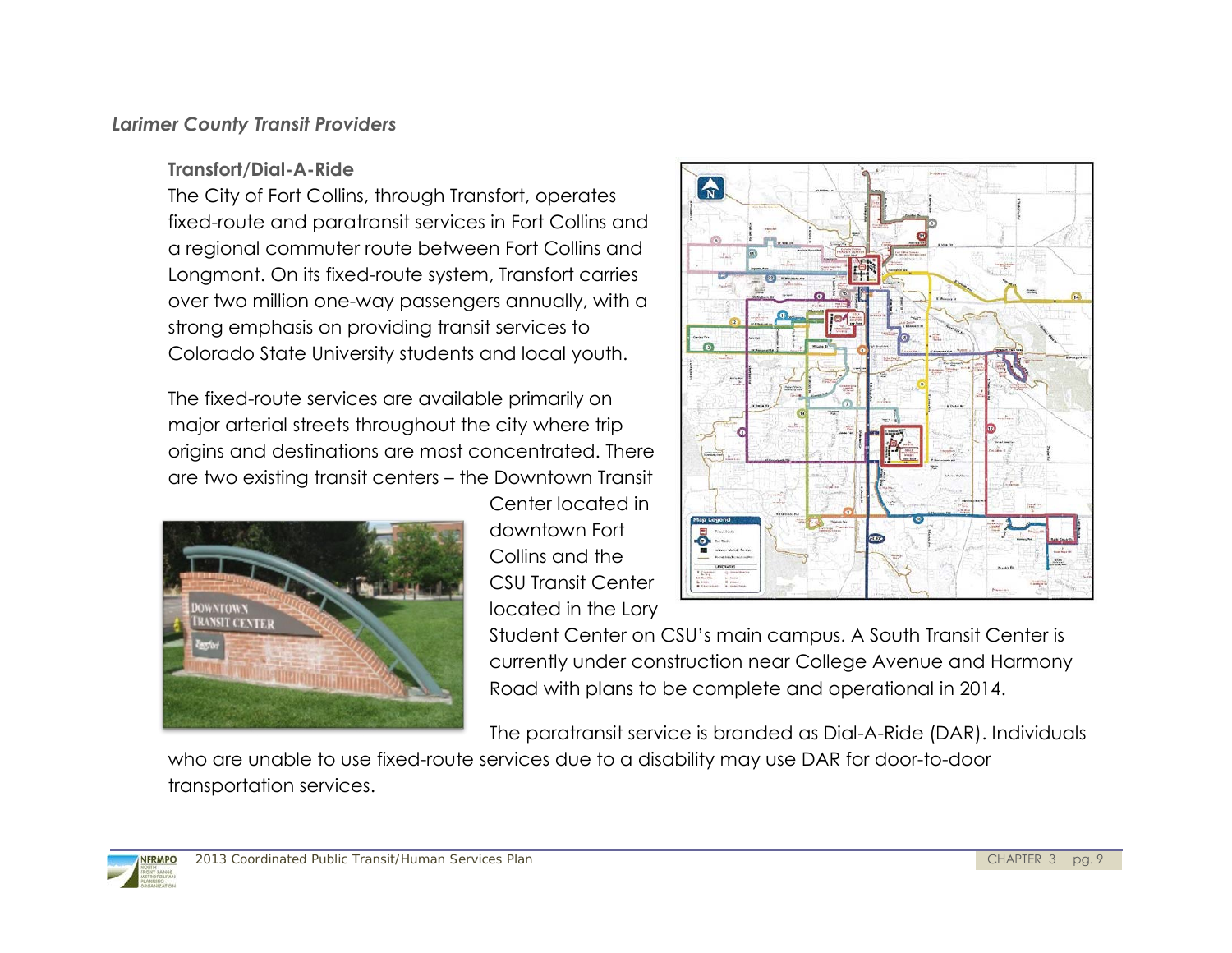*Larimer County Transit Providers*

**Transfort/Dial-A-Ride**

The City of Fort Collins, through Transfort, operates fixed-route and paratransit services in Fort Collins and a regional commuter route between Fort Collins and Longmont. On its fixed-route system, Transfort carries over two million one-way passengers annually, with a strong emphasis on providing transit services to Colorado State University students and local youth.

The fixed-route services are available primarily on major arterial streets throughout the city where trip origins and destinations are most concentrated. There are two existing transit centers – the Downtown Transit Center located in downtown Fort Collins and the CSU Transit Center located in the Lory Student Center on CSU's main campus. A South Transit Center is currently under construction near College Avenue and Harmony Road with plans to be complete and operational in 2014.

The paratransit service is branded as Dial-A-Ride (DAR). Individuals who are unable to use fixed-route services due to a disability may use DAR for door-to-door transportation services.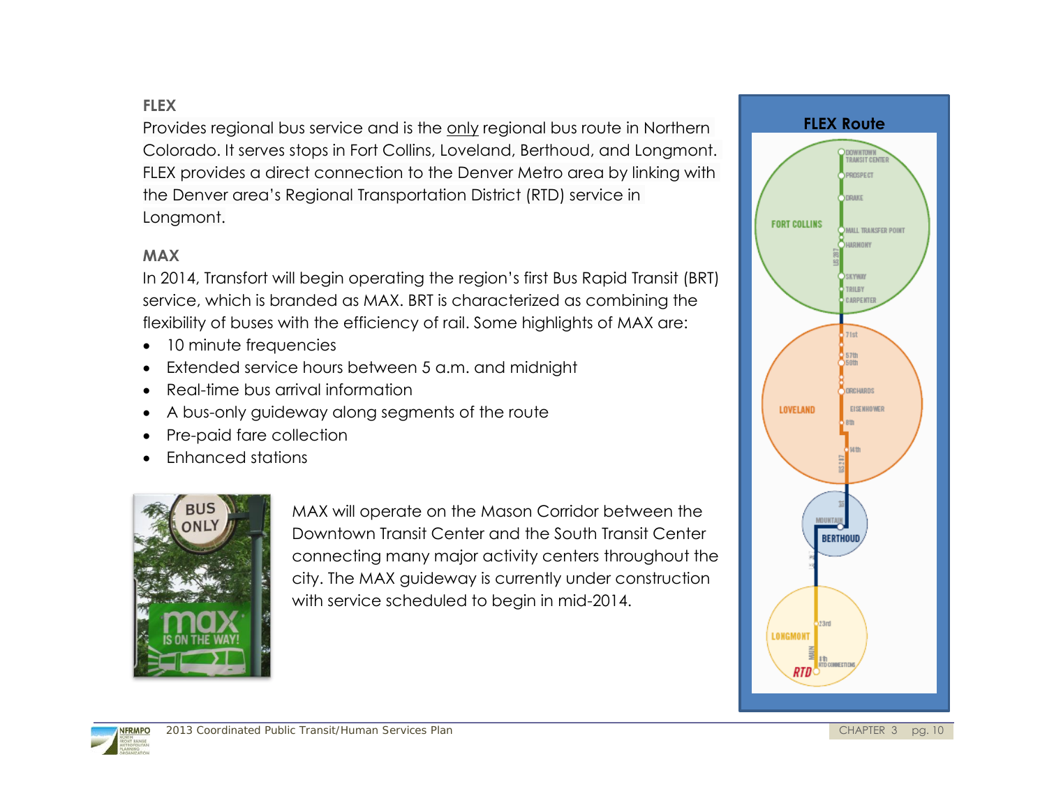## FLEX

Provides regional bus service and is the only regional bus route in Northern Colorado. It serves stops in Fort Collins, Loveland, Berthoud, and Longmont. FLEX provides a direct connection to the Denver Metro area by linking with the Denver area's Regional Transportation District (RTD) service in Longmont.

## MAX

In 2014, Transfort will begin operating the region's first Bus Rapid Transit (BRT) service, which is branded as MAX. BRT is characterized as combining the flexibility of buses with the efficiency of rail. Some highlights of MAX are:

- 10 minute frequencies
- Extended service hours between 5 a.m. and midnight
- Real-time bus arrival information
- A bus-only guideway along segments of the route
- Pre-paid fare collection
- Enhanced stations

MAX will operate on the Mason Corridor between the Downtown Transit Center and the South Transit Center connecting many major activity centers throughout the city. The MAX guideway is currently under construction with service scheduled to begin in mid-2014.

**FLEX Route**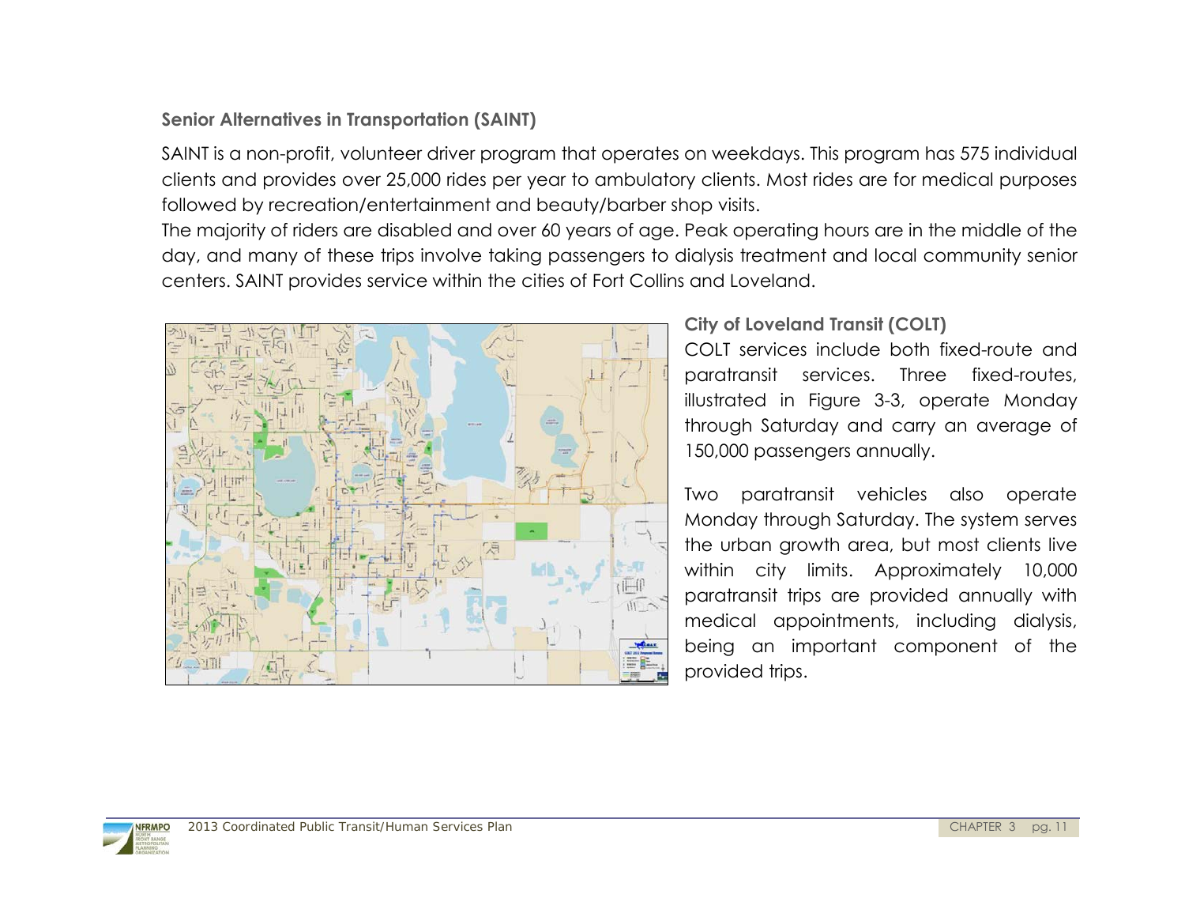### Senior Alternatives in Transportation (SAINT)

SAINT is a non-profit, volunteer driver program that operates on weekdays. This program has 575 individual clients and provides over 25,000 rides per year to ambulatory clients. Most rides are for medical purposes followed by recreation/entertainment and beauty/barber shop visits.

The majority of riders are disabled and over 60 years of age. Peak operating hours are in the middle of the day, and many of these trips involve taking passengers to dialysis treatment and local community senior centers. SAINT provides service within the cities of Fort Collins and Loveland.

### City of Loveland Transit (COLT)

COLT services include both fixed-route and paratransit services. Three fixed-routes, illustrated in Figure 3-3, operate Monday through Saturday and carry an average of 150,000 passengers annually.

Two paratransit vehicles also operate Monday through Saturday. The system serves the urban growth area, but most clients live within city limits. Approximately 10,000 paratransit trips are provided annually with medical appointments, including dialysis, being an important component of the provided trips.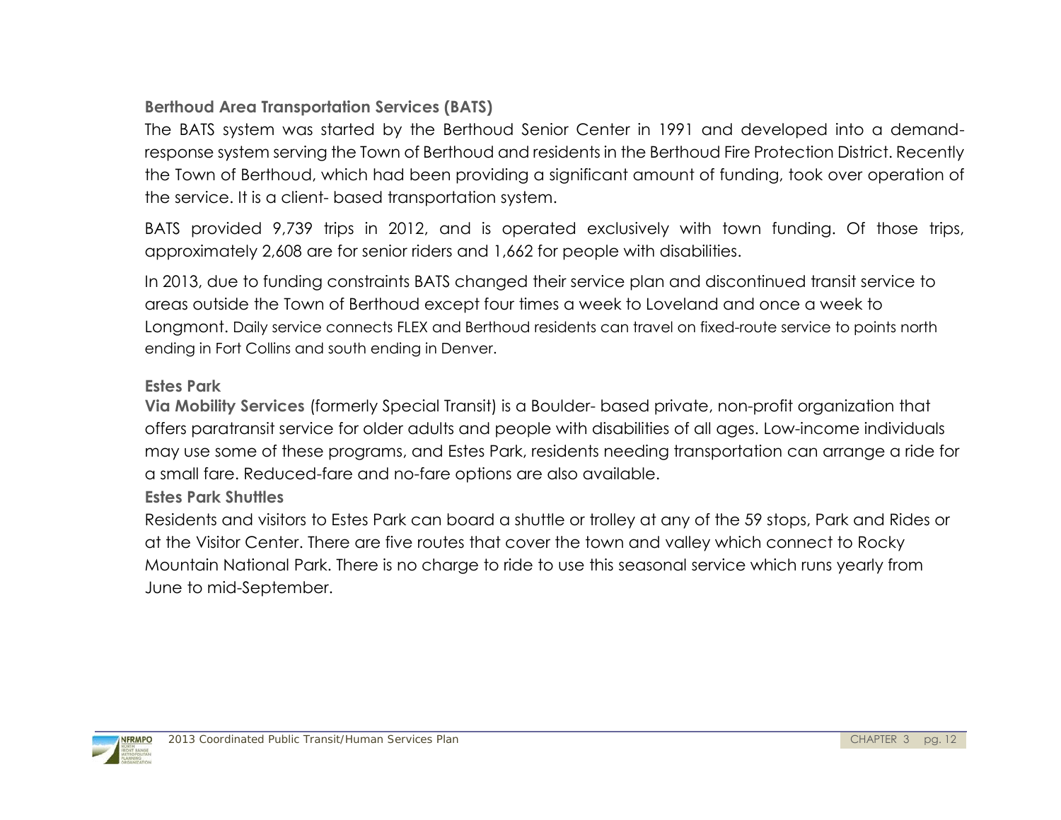### Berthoud Area Transportation Services (BATS)

The BATS system was started by the Berthoud Senior Center in 1991 and developed into a demand-response system serving the Town of Berthoud and residents in the Berthoud Fire Protection District. Recently the Town of Berthoud, which had been providing a significant amount of funding, took over operation of the service. It is a client- based transportation system.

BATS provided 9,739 trips in 2012, and is operated exclusively with town funding. Of those trips, approximately 2,608 are for senior riders and 1,662 for people with disabilities.

In 2013, due to funding constraints BATS changed their service plan and discontinued transit service to areas outside the Town of Berthoud except four times a week to Loveland and once a week to Longmont. Daily service connects FLEX and Berthoud residents can travel on fixed-route service to points north ending in Fort Collins and south ending in Denver.

### Estes Park

**Via Mobility Services** (formerly Special Transit) is a Boulder- based private, non-profit organization that offers paratransit service for older adults and people with disabilities of all ages. Low-income individuals may use some of these programs, and Estes Park, residents needing transportation can arrange a ride for a small fare. Reduced-fare and no-fare options are also available.

### Estes Park Shuttles

Residents and visitors to Estes Park can board a shuttle or trolley at any of the 59 stops, Park and Rides or at the Visitor Center. There are five routes that cover the town and valley which connect to Rocky Mountain National Park. There is no charge to ride to use this seasonal service which runs yearly from June to mid-September.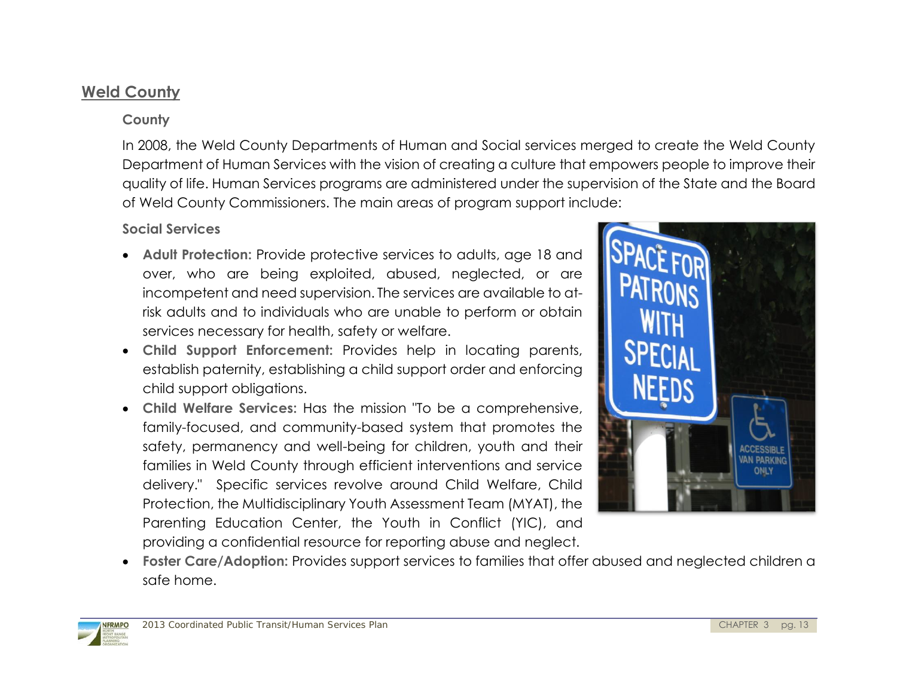## Weld County

### County

In 2008, the Weld County Departments of Human and Social services merged to create the Weld County Department of Human Services with the vision of creating a culture that empowers people to improve their quality of life. Human Services programs are administered under the supervision of the State and the Board of Weld County Commissioners. The main areas of program support include:

### Social Services

- **Adult Protection:** Provide protective services to adults, age 18 and over, who are being exploited, abused, neglected, or are incompetent and need supervision. The services are available to at-risk adults and to individuals who are unable to perform or obtain services necessary for health, safety or welfare.
- **Child Support Enforcement:** Provides help in locating parents, establish paternity, establishing a child support order and enforcing child support obligations.
- **Child Welfare Services:** Has the mission "To be a comprehensive, family-focused, and community-based system that promotes the safety, permanency and well-being for children, youth and their families in Weld County through efficient interventions and service delivery." Specific services revolve around Child Welfare, Child Protection, the Multidisciplinary Youth Assessment Team (MYAT), the Parenting Education Center, the Youth in Conflict (YIC), and providing a confidential resource for reporting abuse and neglect.
- **Foster Care/Adoption:** Provides support services to families that offer abused and neglected children a safe home.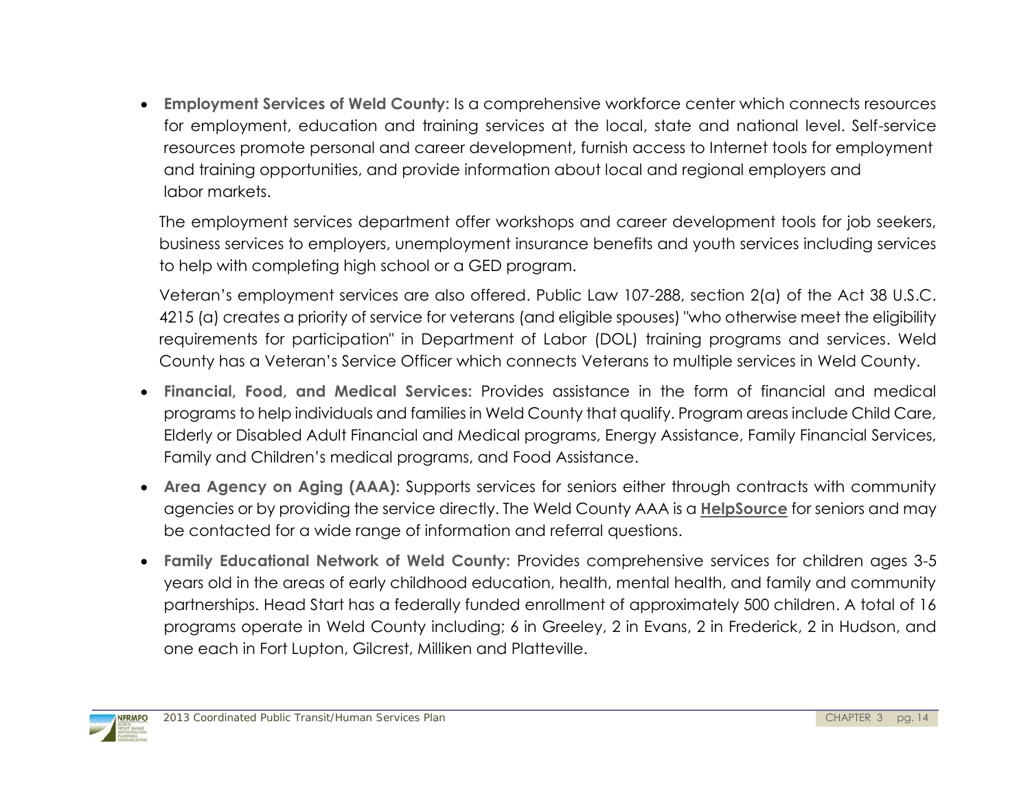- **Employment Services of Weld County:** Is a comprehensive workforce center which connects resources for employment, education and training services at the local, state and national level. Self-service resources promote personal and career development, furnish access to Internet tools for employment and training opportunities, and provide information about local and regional employers and labor markets.

  The employment services department offer workshops and career development tools for job seekers, business services to employers, unemployment insurance benefits and youth services including services to help with completing high school or a GED program.

  Veteran's employment services are also offered. Public Law 107-288, section 2(a) of the Act 38 U.S.C. 4215 (a) creates a priority of service for veterans (and eligible spouses) "who otherwise meet the eligibility requirements for participation" in Department of Labor (DOL) training programs and services. Weld County has a Veteran's Service Officer which connects Veterans to multiple services in Weld County.

- **Financial, Food, and Medical Services:** Provides assistance in the form of financial and medical programs to help individuals and families in Weld County that qualify. Program areas include Child Care, Elderly or Disabled Adult Financial and Medical programs, Energy Assistance, Family Financial Services, Family and Children's medical programs, and Food Assistance.

- **Area Agency on Aging (AAA):** Supports services for seniors either through contracts with community agencies or by providing the service directly. The Weld County AAA is a **HelpSource** for seniors and may be contacted for a wide range of information and referral questions.

- **Family Educational Network of Weld County:** Provides comprehensive services for children ages 3-5 years old in the areas of early childhood education, health, mental health, and family and community partnerships. Head Start has a federally funded enrollment of approximately 500 children. A total of 16 programs operate in Weld County including; 6 in Greeley, 2 in Evans, 2 in Frederick, 2 in Hudson, and one each in Fort Lupton, Gilcrest, Milliken and Platteville.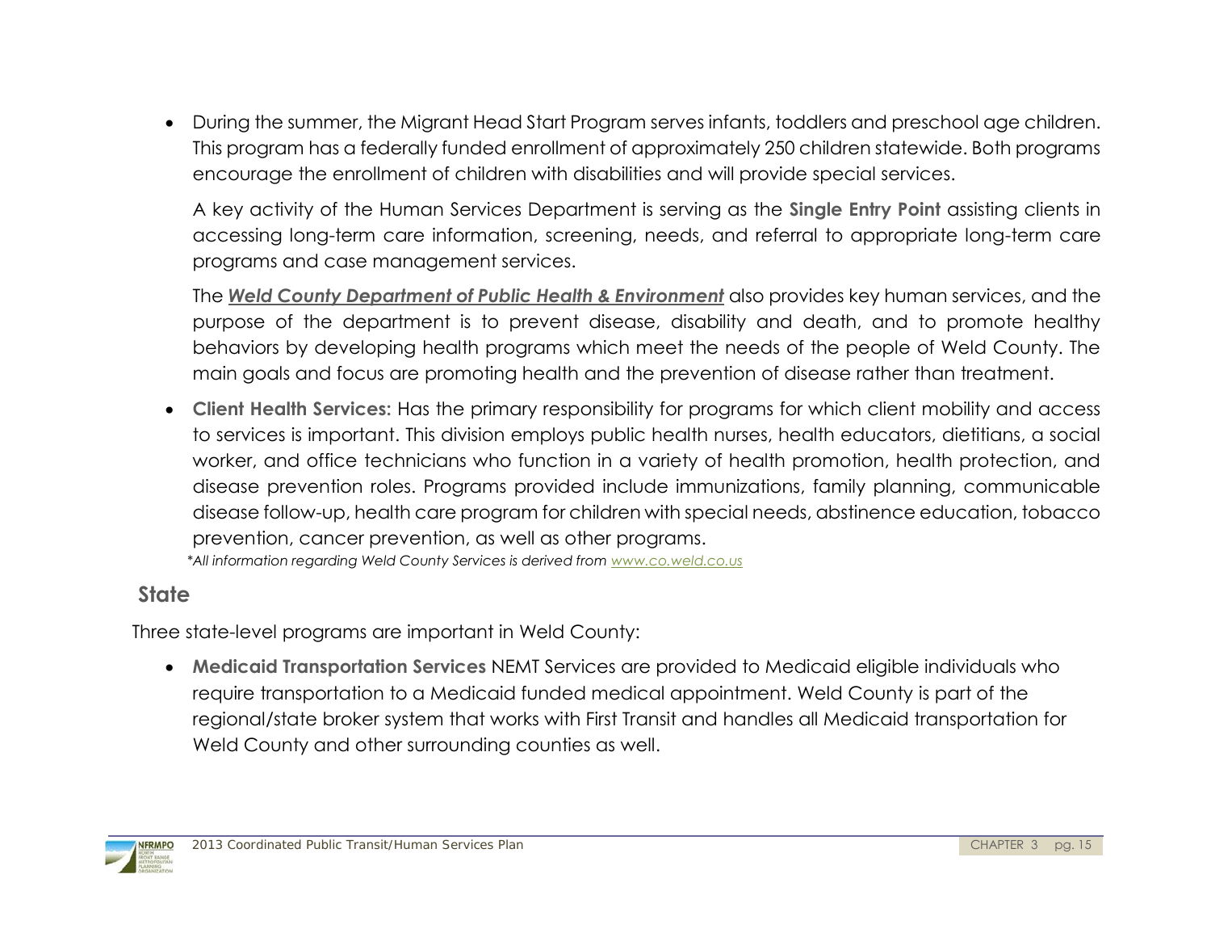- During the summer, the Migrant Head Start Program serves infants, toddlers and preschool age children. This program has a federally funded enrollment of approximately 250 children statewide. Both programs encourage the enrollment of children with disabilities and will provide special services.

  A key activity of the Human Services Department is serving as the **Single Entry Point** assisting clients in accessing long-term care information, screening, needs, and referral to appropriate long-term care programs and case management services.

  The ***Weld County Department of Public Health & Environment*** also provides key human services, and the purpose of the department is to prevent disease, disability and death, and to promote healthy behaviors by developing health programs which meet the needs of the people of Weld County. The main goals and focus are promoting health and the prevention of disease rather than treatment.

- **Client Health Services:** Has the primary responsibility for programs for which client mobility and access to services is important. This division employs public health nurses, health educators, dietitians, a social worker, and office technicians who function in a variety of health promotion, health protection, and disease prevention roles. Programs provided include immunizations, family planning, communicable disease follow-up, health care program for children with special needs, abstinence education, tobacco prevention, cancer prevention, as well as other programs.

*\*All information regarding Weld County Services is derived from www.co.weld.co.us*

## State

Three state-level programs are important in Weld County:

- **Medicaid Transportation Services** NEMT Services are provided to Medicaid eligible individuals who require transportation to a Medicaid funded medical appointment. Weld County is part of the regional/state broker system that works with First Transit and handles all Medicaid transportation for Weld County and other surrounding counties as well.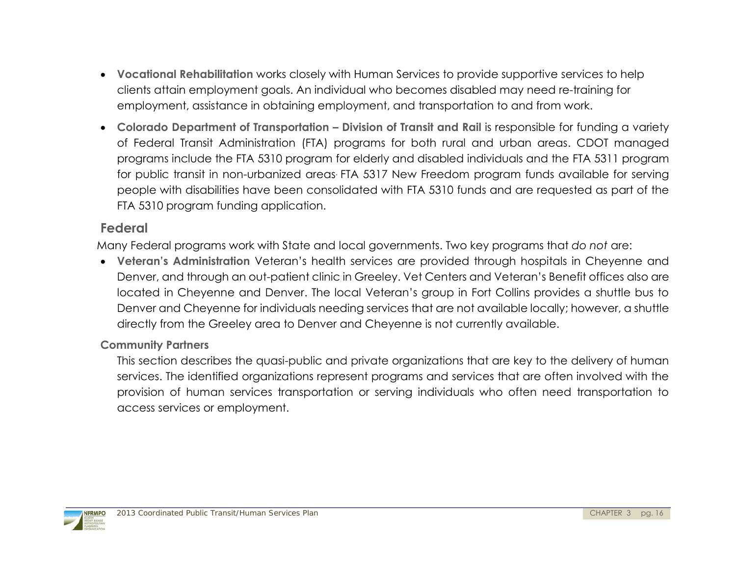- **Vocational Rehabilitation** works closely with Human Services to provide supportive services to help clients attain employment goals. An individual who becomes disabled may need re-training for employment, assistance in obtaining employment, and transportation to and from work.
- **Colorado Department of Transportation – Division of Transit and Rail** is responsible for funding a variety of Federal Transit Administration (FTA) programs for both rural and urban areas. CDOT managed programs include the FTA 5310 program for elderly and disabled individuals and the FTA 5311 program for public transit in non-urbanized areas. FTA 5317 New Freedom program funds available for serving people with disabilities have been consolidated with FTA 5310 funds and are requested as part of the FTA 5310 program funding application.

## Federal

Many Federal programs work with State and local governments. Two key programs that *do not* are:

- **Veteran's Administration** Veteran's health services are provided through hospitals in Cheyenne and Denver, and through an out-patient clinic in Greeley. Vet Centers and Veteran's Benefit offices also are located in Cheyenne and Denver. The local Veteran's group in Fort Collins provides a shuttle bus to Denver and Cheyenne for individuals needing services that are not available locally; however, a shuttle directly from the Greeley area to Denver and Cheyenne is not currently available.

### Community Partners

This section describes the quasi-public and private organizations that are key to the delivery of human services. The identified organizations represent programs and services that are often involved with the provision of human services transportation or serving individuals who often need transportation to access services or employment.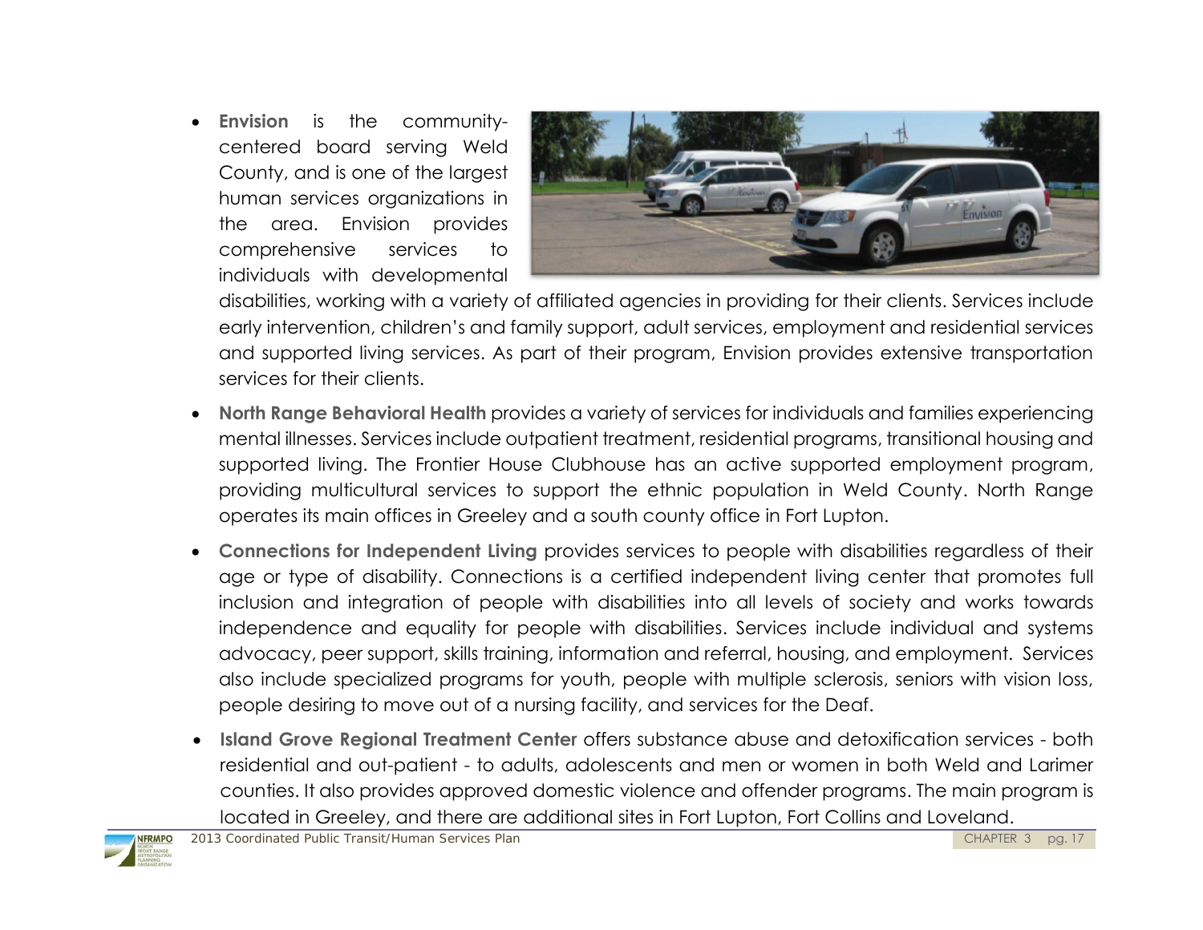- **Envision** is the community-centered board serving Weld County, and is one of the largest human services organizations in the area. Envision provides comprehensive services to individuals with developmental disabilities, working with a variety of affiliated agencies in providing for their clients. Services include early intervention, children's and family support, adult services, employment and residential services and supported living services. As part of their program, Envision provides extensive transportation services for their clients.

- **North Range Behavioral Health** provides a variety of services for individuals and families experiencing mental illnesses. Services include outpatient treatment, residential programs, transitional housing and supported living. The Frontier House Clubhouse has an active supported employment program, providing multicultural services to support the ethnic population in Weld County. North Range operates its main offices in Greeley and a south county office in Fort Lupton.

- **Connections for Independent Living** provides services to people with disabilities regardless of their age or type of disability. Connections is a certified independent living center that promotes full inclusion and integration of people with disabilities into all levels of society and works towards independence and equality for people with disabilities. Services include individual and systems advocacy, peer support, skills training, information and referral, housing, and employment. Services also include specialized programs for youth, people with multiple sclerosis, seniors with vision loss, people desiring to move out of a nursing facility, and services for the Deaf.

- **Island Grove Regional Treatment Center** offers substance abuse and detoxification services - both residential and out-patient - to adults, adolescents and men or women in both Weld and Larimer counties. It also provides approved domestic violence and offender programs. The main program is located in Greeley, and there are additional sites in Fort Lupton, Fort Collins and Loveland.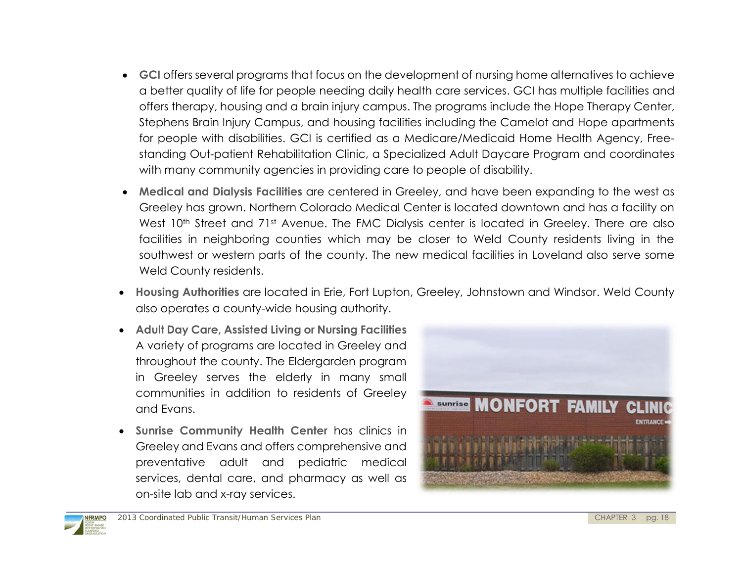- **GCI** offers several programs that focus on the development of nursing home alternatives to achieve a better quality of life for people needing daily health care services. GCI has multiple facilities and offers therapy, housing and a brain injury campus. The programs include the Hope Therapy Center, Stephens Brain Injury Campus, and housing facilities including the Camelot and Hope apartments for people with disabilities. GCI is certified as a Medicare/Medicaid Home Health Agency, Free-standing Out-patient Rehabilitation Clinic, a Specialized Adult Daycare Program and coordinates with many community agencies in providing care to people of disability.
- **Medical and Dialysis Facilities** are centered in Greeley, and have been expanding to the west as Greeley has grown. Northern Colorado Medical Center is located downtown and has a facility on West 10th Street and 71st Avenue. The FMC Dialysis center is located in Greeley. There are also facilities in neighboring counties which may be closer to Weld County residents living in the southwest or western parts of the county. The new medical facilities in Loveland also serve some Weld County residents.
- **Housing Authorities** are located in Erie, Fort Lupton, Greeley, Johnstown and Windsor. Weld County also operates a county-wide housing authority.
- **Adult Day Care, Assisted Living or Nursing Facilities** A variety of programs are located in Greeley and throughout the county. The Eldergarden program in Greeley serves the elderly in many small communities in addition to residents of Greeley and Evans.
- **Sunrise Community Health Center** has clinics in Greeley and Evans and offers comprehensive and preventative adult and pediatric medical services, dental care, and pharmacy as well as on-site lab and x-ray services.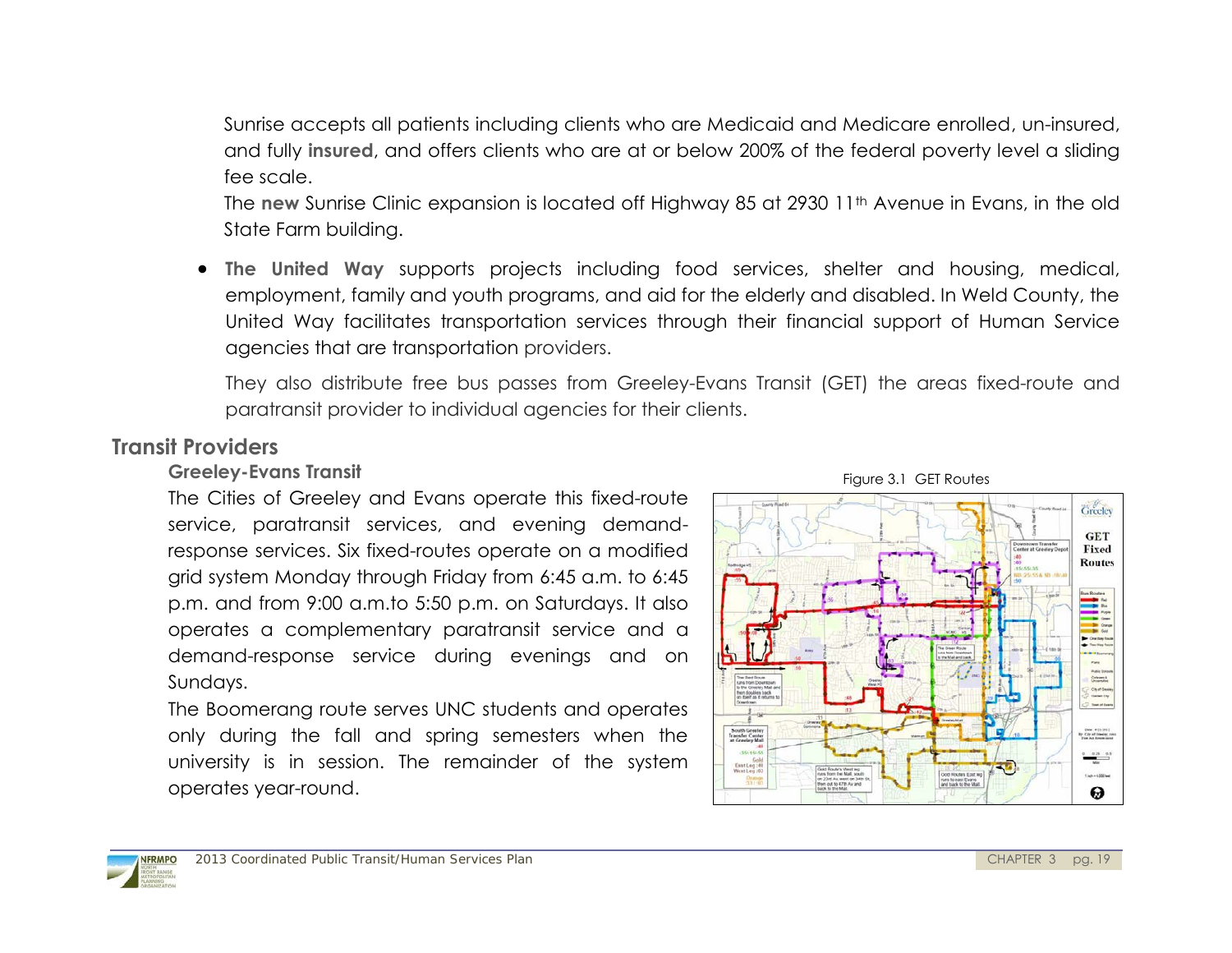Sunrise accepts all patients including clients who are Medicaid and Medicare enrolled, un-insured, and fully **insured**, and offers clients who are at or below 200% of the federal poverty level a sliding fee scale.

The **new** Sunrise Clinic expansion is located off Highway 85 at 2930 11th Avenue in Evans, in the old State Farm building.

- **The United Way** supports projects including food services, shelter and housing, medical, employment, family and youth programs, and aid for the elderly and disabled. In Weld County, the United Way facilitates transportation services through their financial support of Human Service agencies that are transportation providers.

  They also distribute free bus passes from Greeley-Evans Transit (GET) the areas fixed-route and paratransit provider to individual agencies for their clients.

## Transit Providers

### Greeley-Evans Transit

The Cities of Greeley and Evans operate this fixed-route service, paratransit services, and evening demand-response services. Six fixed-routes operate on a modified grid system Monday through Friday from 6:45 a.m. to 6:45 p.m. and from 9:00 a.m.to 5:50 p.m. on Saturdays. It also operates a complementary paratransit service and a demand-response service during evenings and on Sundays.

The Boomerang route serves UNC students and operates only during the fall and spring semesters when the university is in session. The remainder of the system operates year-round.

Figure 3.1 GET Routes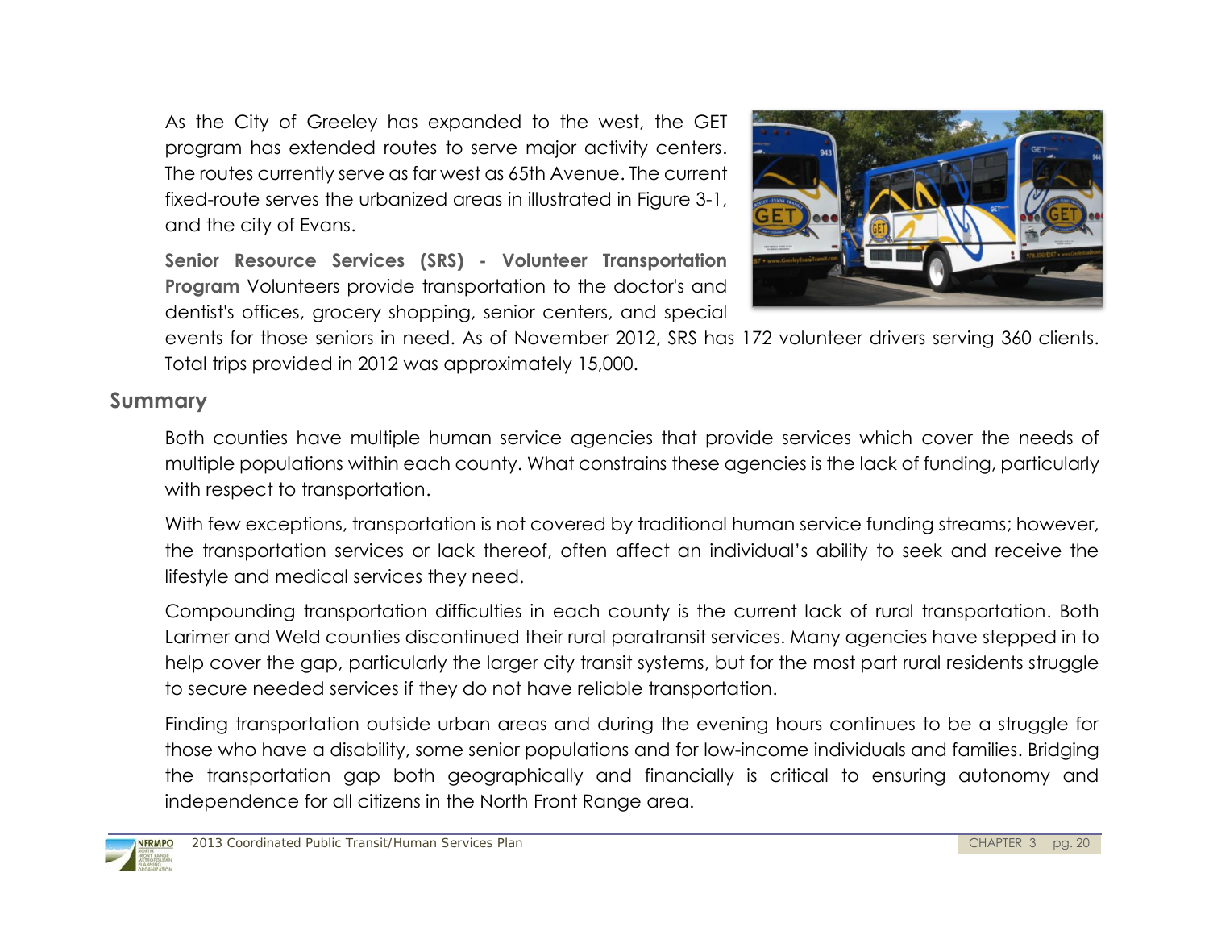As the City of Greeley has expanded to the west, the GET program has extended routes to serve major activity centers. The routes currently serve as far west as 65th Avenue. The current fixed-route serves the urbanized areas in illustrated in Figure 3-1, and the city of Evans.

**Senior Resource Services (SRS) - Volunteer Transportation Program** Volunteers provide transportation to the doctor's and dentist's offices, grocery shopping, senior centers, and special events for those seniors in need. As of November 2012, SRS has 172 volunteer drivers serving 360 clients. Total trips provided in 2012 was approximately 15,000.

## Summary

Both counties have multiple human service agencies that provide services which cover the needs of multiple populations within each county. What constrains these agencies is the lack of funding, particularly with respect to transportation.

With few exceptions, transportation is not covered by traditional human service funding streams; however, the transportation services or lack thereof, often affect an individual's ability to seek and receive the lifestyle and medical services they need.

Compounding transportation difficulties in each county is the current lack of rural transportation. Both Larimer and Weld counties discontinued their rural paratransit services. Many agencies have stepped in to help cover the gap, particularly the larger city transit systems, but for the most part rural residents struggle to secure needed services if they do not have reliable transportation.

Finding transportation outside urban areas and during the evening hours continues to be a struggle for those who have a disability, some senior populations and for low-income individuals and families. Bridging the transportation gap both geographically and financially is critical to ensuring autonomy and independence for all citizens in the North Front Range area.